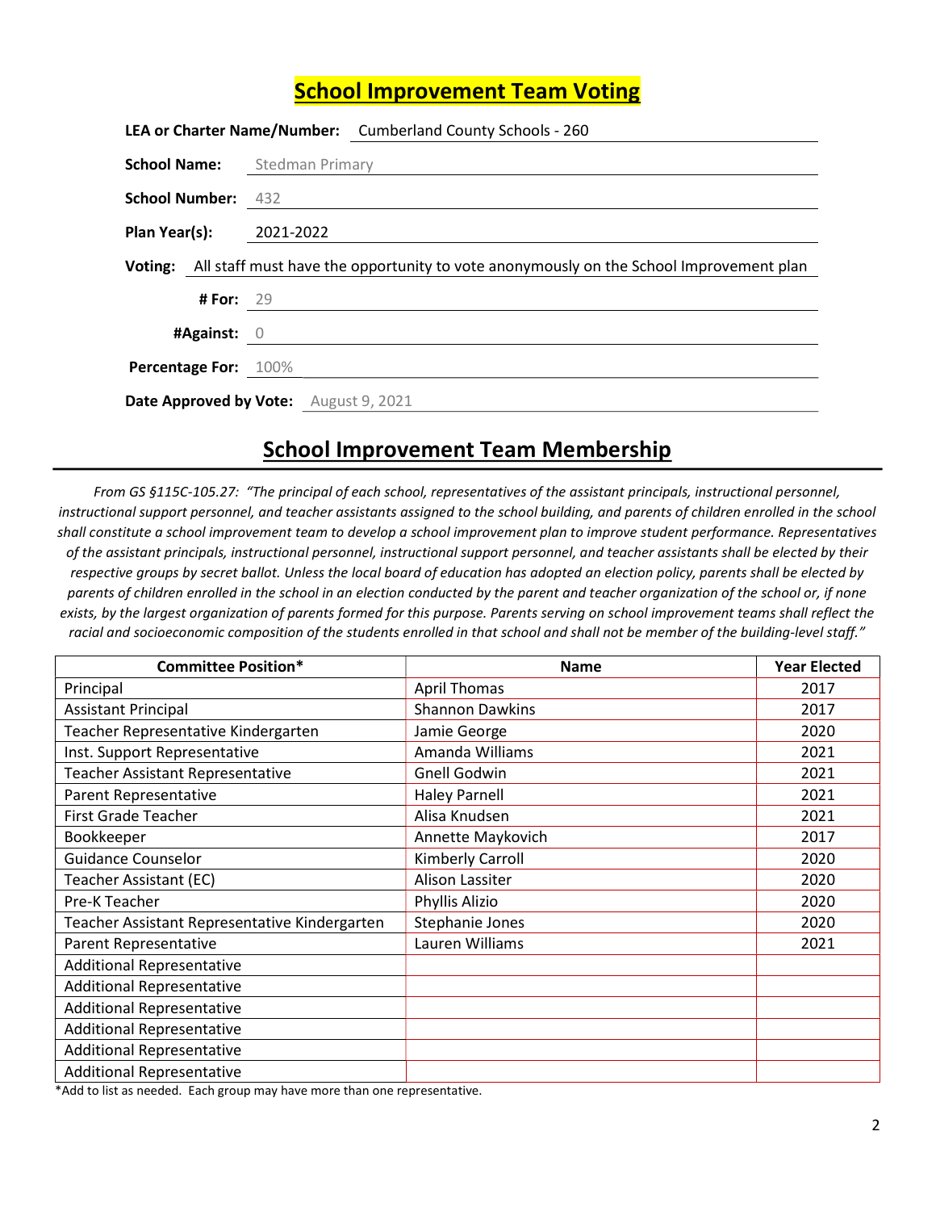# School Improvement Team Voting

**LEA or Charter Name/Number:** Cumberland County Schools - 260

**School Name:** Stedman Primary

**School Number:** 432

**Plan Year(s):** 2021-2022

**Voting:** All staff must have the opportunity to vote anonymously on the School Improvement plan

**# For:** 29

**#Against:** 0

**Percentage For:** 100%

**Date Approved by Vote:** August 9, 2021

# School Improvement Team Membership

*From GS §115C-105.27: "The principal of each school, representatives of the assistant principals, instructional personnel, instructional support personnel, and teacher assistants assigned to the school building, and parents of children enrolled in the school shall constitute a school improvement team to develop a school improvement plan to improve student performance. Representatives of the assistant principals, instructional personnel, instructional support personnel, and teacher assistants shall be elected by their respective groups by secret ballot. Unless the local board of education has adopted an election policy, parents shall be elected by parents of children enrolled in the school in an election conducted by the parent and teacher organization of the school or, if none exists, by the largest organization of parents formed for this purpose. Parents serving on school improvement teams shall reflect the racial and socioeconomic composition of the students enrolled in that school and shall not be member of the building-level staff."*

| Committee Position* | Name | Year Elected |
|---|---|---|
| Principal | April Thomas | 2017 |
| Assistant Principal | Shannon Dawkins | 2017 |
| Teacher Representative Kindergarten | Jamie George | 2020 |
| Inst. Support Representative | Amanda Williams | 2021 |
| Teacher Assistant Representative | Gnell Godwin | 2021 |
| Parent Representative | Haley Parnell | 2021 |
| First Grade Teacher | Alisa Knudsen | 2021 |
| Bookkeeper | Annette Maykovich | 2017 |
| Guidance Counselor | Kimberly Carroll | 2020 |
| Teacher Assistant (EC) | Alison Lassiter | 2020 |
| Pre-K Teacher | Phyllis Alizio | 2020 |
| Teacher Assistant Representative Kindergarten | Stephanie Jones | 2020 |
| Parent Representative | Lauren Williams | 2021 |
| Additional Representative | | |
| Additional Representative | | |
| Additional Representative | | |
| Additional Representative | | |
| Additional Representative | | |
| Additional Representative | | |

*Add to list as needed. Each group may have more than one representative.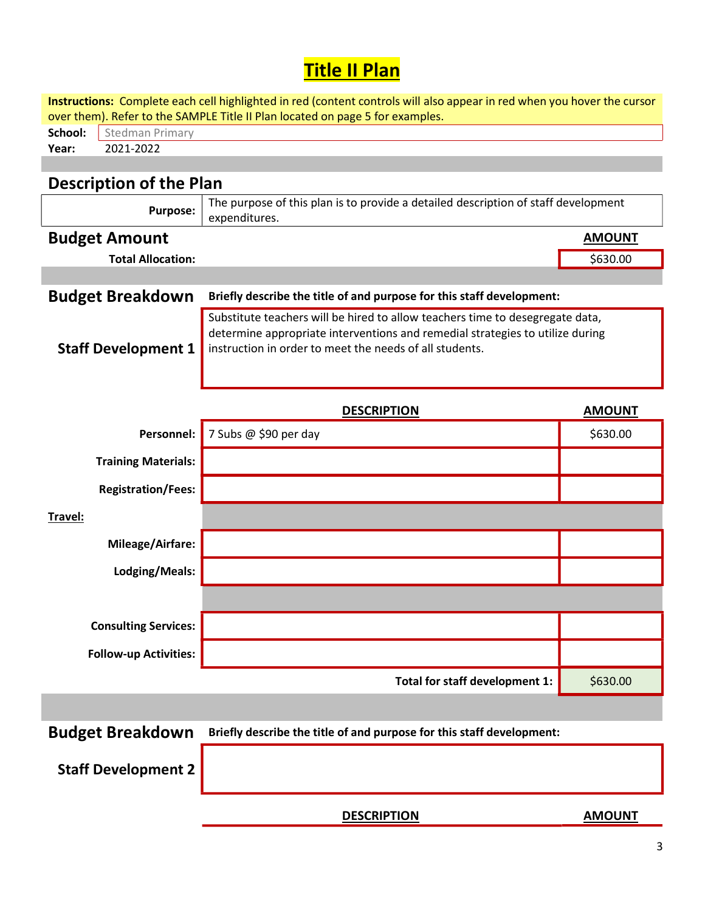# Title II Plan

**Instructions:** Complete each cell highlighted in red (content controls will also appear in red when you hover the cursor over them). Refer to the SAMPLE Title II Plan located on page 5 for examples.

**School:** Stedman Primary
**Year:** 2021-2022

## Description of the Plan

| | |
|---|---|
| **Purpose:** | The purpose of this plan is to provide a detailed description of staff development expenditures. |

## Budget Amount

| | **AMOUNT** |
|---|---|
| **Total Allocation:** | $630.00 |

## Budget Breakdown

**Briefly describe the title of and purpose for this staff development:**

**Staff Development 1**

Substitute teachers will be hired to allow teachers time to desegregate data, determine appropriate interventions and remedial strategies to utilize during instruction in order to meet the needs of all students.

| | **DESCRIPTION** | **AMOUNT** |
|---|---|---|
| **Personnel:** | 7 Subs @ $90 per day | $630.00 |
| **Training Materials:** | | |
| **Registration/Fees:** | | |
| **Travel:** | | |
| **Mileage/Airfare:** | | |
| **Lodging/Meals:** | | |
| **Consulting Services:** | | |
| **Follow-up Activities:** | | |
| | **Total for staff development 1:** | $630.00 |

## Budget Breakdown

**Briefly describe the title of and purpose for this staff development:**

**Staff Development 2**

| **DESCRIPTION** | **AMOUNT** |
|---|---|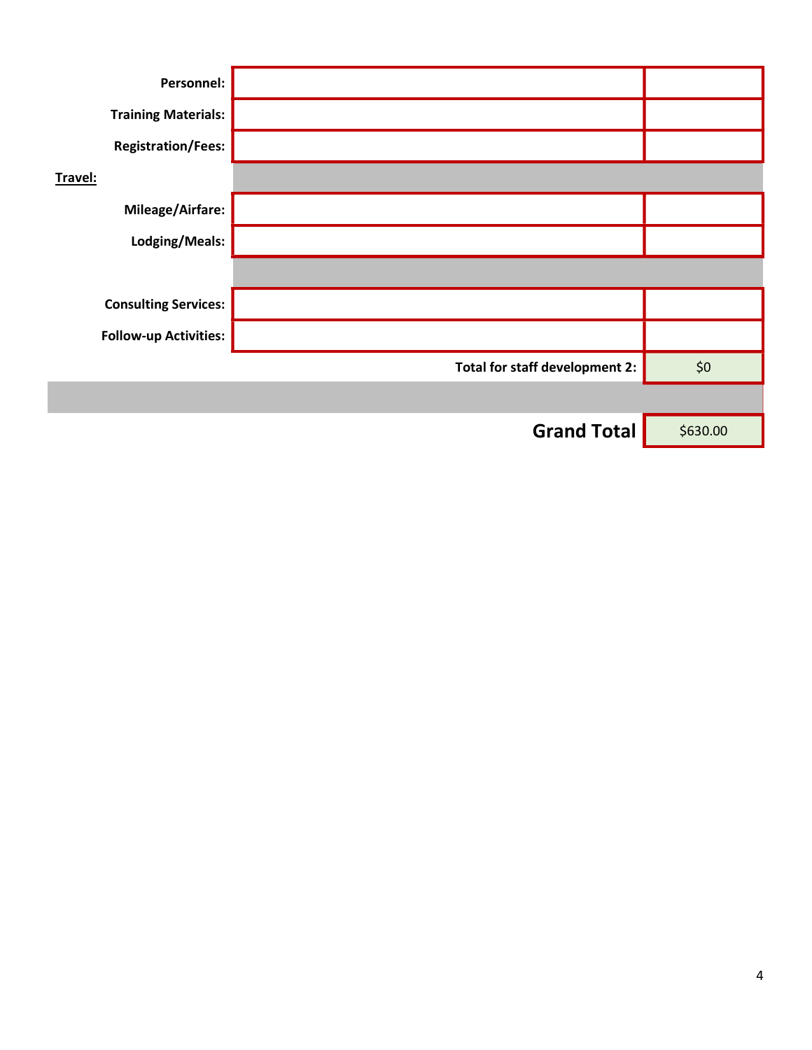| | | |
|---|---|---|
| **Personnel:** | | |
| **Training Materials:** | | |
| **Registration/Fees:** | | |
| **Travel:** | | |
| **Mileage/Airfare:** | | |
| **Lodging/Meals:** | | |
| | | |
| **Consulting Services:** | | |
| **Follow-up Activities:** | | |
| | **Total for staff development 2:** | $0 |
| | | |
| | **Grand Total** | $630.00 |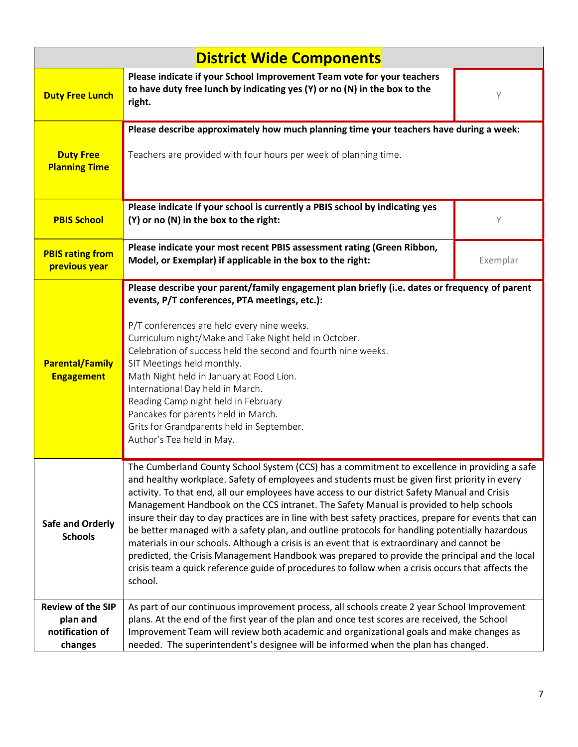# District Wide Components

| | | |
|---|---|---|
| **Duty Free Lunch** | **Please indicate if your School Improvement Team vote for your teachers to have duty free lunch by indicating yes (Y) or no (N) in the box to the right.** | Y |
| **Duty Free Planning Time** | **Please describe approximately how much planning time your teachers have during a week:**<br><br>Teachers are provided with four hours per week of planning time. | |
| **PBIS School** | **Please indicate if your school is currently a PBIS school by indicating yes (Y) or no (N) in the box to the right:** | Y |
| **PBIS rating from previous year** | **Please indicate your most recent PBIS assessment rating (Green Ribbon, Model, or Exemplar) if applicable in the box to the right:** | Exemplar |
| **Parental/Family Engagement** | **Please describe your parent/family engagement plan briefly (i.e. dates or frequency of parent events, P/T conferences, PTA meetings, etc.):**<br><br>P/T conferences are held every nine weeks.<br>Curriculum night/Make and Take Night held in October.<br>Celebration of success held the second and fourth nine weeks.<br>SIT Meetings held monthly.<br>Math Night held in January at Food Lion.<br>International Day held in March.<br>Reading Camp night held in February<br>Pancakes for parents held in March.<br>Grits for Grandparents held in September.<br>Author's Tea held in May. | |
| **Safe and Orderly Schools** | The Cumberland County School System (CCS) has a commitment to excellence in providing a safe and healthy workplace. Safety of employees and students must be given first priority in every activity. To that end, all our employees have access to our district Safety Manual and Crisis Management Handbook on the CCS intranet. The Safety Manual is provided to help schools insure their day to day practices are in line with best safety practices, prepare for events that can be better managed with a safety plan, and outline protocols for handling potentially hazardous materials in our schools. Although a crisis is an event that is extraordinary and cannot be predicted, the Crisis Management Handbook was prepared to provide the principal and the local crisis team a quick reference guide of procedures to follow when a crisis occurs that affects the school. | |
| **Review of the SIP plan and notification of changes** | As part of our continuous improvement process, all schools create 2 year School Improvement plans. At the end of the first year of the plan and once test scores are received, the School Improvement Team will review both academic and organizational goals and make changes as needed. The superintendent's designee will be informed when the plan has changed. | |